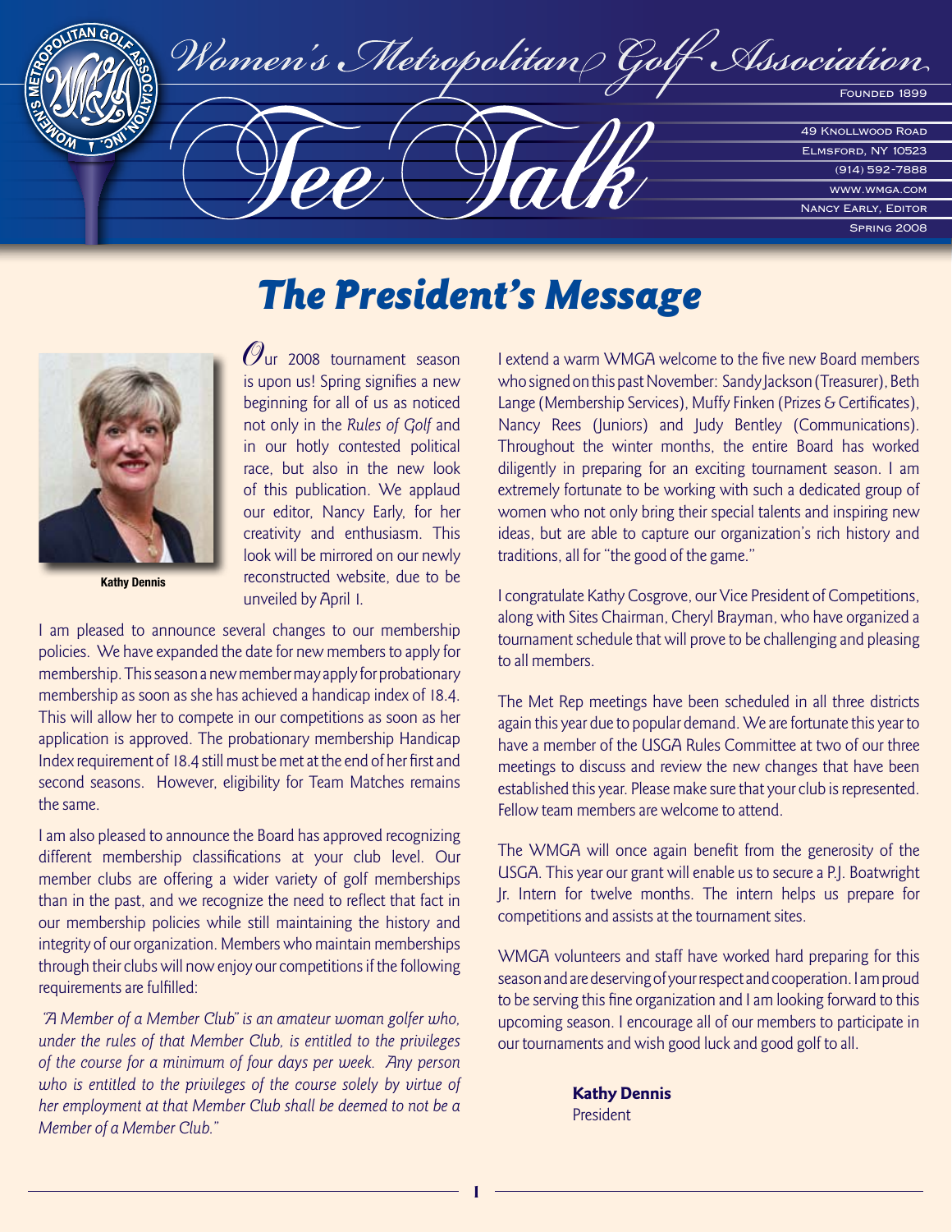# Women's Metropolitan Golf Association

# Tee Talk

Founded 1899

49 Knollwood Road
Elmsford, NY 10523
(914) 592-7888
www.wmga.com
Nancy Early, Editor
Spring 2008

## The President's Message

Kathy Dennis

Our 2008 tournament season is upon us! Spring signifies a new beginning for all of us as noticed not only in the *Rules of Golf* and in our hotly contested political race, but also in the new look of this publication. We applaud our editor, Nancy Early, for her creativity and enthusiasm. This look will be mirrored on our newly reconstructed website, due to be unveiled by April 1.

I am pleased to announce several changes to our membership policies. We have expanded the date for new members to apply for membership. This season a new member may apply for probationary membership as soon as she has achieved a handicap index of 18.4. This will allow her to compete in our competitions as soon as her application is approved. The probationary membership Handicap Index requirement of 18.4 still must be met at the end of her first and second seasons. However, eligibility for Team Matches remains the same.

I am also pleased to announce the Board has approved recognizing different membership classifications at your club level. Our member clubs are offering a wider variety of golf memberships than in the past, and we recognize the need to reflect that fact in our membership policies while still maintaining the history and integrity of our organization. Members who maintain memberships through their clubs will now enjoy our competitions if the following requirements are fulfilled:

*"A Member of a Member Club" is an amateur woman golfer who, under the rules of that Member Club, is entitled to the privileges of the course for a minimum of four days per week. Any person who is entitled to the privileges of the course solely by virtue of her employment at that Member Club shall be deemed to not be a Member of a Member Club."*

I extend a warm WMGA welcome to the five new Board members who signed on this past November: Sandy Jackson (Treasurer), Beth Lange (Membership Services), Muffy Finken (Prizes & Certificates), Nancy Rees (Juniors) and Judy Bentley (Communications). Throughout the winter months, the entire Board has worked diligently in preparing for an exciting tournament season. I am extremely fortunate to be working with such a dedicated group of women who not only bring their special talents and inspiring new ideas, but are able to capture our organization's rich history and traditions, all for "the good of the game."

I congratulate Kathy Cosgrove, our Vice President of Competitions, along with Sites Chairman, Cheryl Brayman, who have organized a tournament schedule that will prove to be challenging and pleasing to all members.

The Met Rep meetings have been scheduled in all three districts again this year due to popular demand. We are fortunate this year to have a member of the USGA Rules Committee at two of our three meetings to discuss and review the new changes that have been established this year. Please make sure that your club is represented. Fellow team members are welcome to attend.

The WMGA will once again benefit from the generosity of the USGA. This year our grant will enable us to secure a P.J. Boatwright Jr. Intern for twelve months. The intern helps us prepare for competitions and assists at the tournament sites.

WMGA volunteers and staff have worked hard preparing for this season and are deserving of your respect and cooperation. I am proud to be serving this fine organization and I am looking forward to this upcoming season. I encourage all of our members to participate in our tournaments and wish good luck and good golf to all.

**Kathy Dennis**
President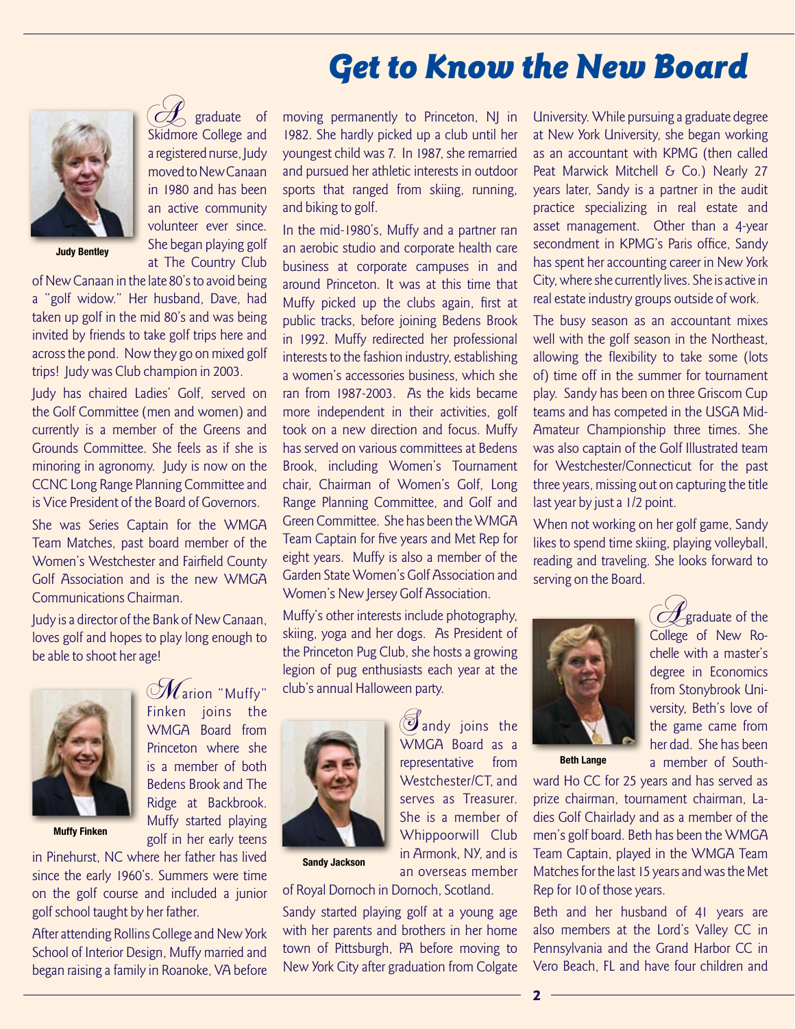# Get to Know the New Board

Judy Bentley

A graduate of Skidmore College and a registered nurse, Judy moved to New Canaan in 1980 and has been an active community volunteer ever since. She began playing golf at The Country Club of New Canaan in the late 80's to avoid being a "golf widow." Her husband, Dave, had taken up golf in the mid 80's and was being invited by friends to take golf trips here and across the pond. Now they go on mixed golf trips! Judy was Club champion in 2003.

Judy has chaired Ladies' Golf, served on the Golf Committee (men and women) and currently is a member of the Greens and Grounds Committee. She feels as if she is minoring in agronomy. Judy is now on the CCNC Long Range Planning Committee and is Vice President of the Board of Governors.

She was Series Captain for the WMGA Team Matches, past board member of the Women's Westchester and Fairfield County Golf Association and is the new WMGA Communications Chairman.

Judy is a director of the Bank of New Canaan, loves golf and hopes to play long enough to be able to shoot her age!

Muffy Finken

Marion "Muffy" Finken joins the WMGA Board from Princeton where she is a member of both Bedens Brook and The Ridge at Backbrook. Muffy started playing golf in her early teens in Pinehurst, NC where her father has lived since the early 1960's. Summers were time on the golf course and included a junior golf school taught by her father.

After attending Rollins College and New York School of Interior Design, Muffy married and began raising a family in Roanoke, VA before moving permanently to Princeton, NJ in 1982. She hardly picked up a club until her youngest child was 7. In 1987, she remarried and pursued her athletic interests in outdoor sports that ranged from skiing, running, and biking to golf.

In the mid-1980's, Muffy and a partner ran an aerobic studio and corporate health care business at corporate campuses in and around Princeton. It was at this time that Muffy picked up the clubs again, first at public tracks, before joining Bedens Brook in 1992. Muffy redirected her professional interests to the fashion industry, establishing a women's accessories business, which she ran from 1987-2003. As the kids became more independent in their activities, golf took on a new direction and focus. Muffy has served on various committees at Bedens Brook, including Women's Tournament chair, Chairman of Women's Golf, Long Range Planning Committee, and Golf and Green Committee. She has been the WMGA Team Captain for five years and Met Rep for eight years. Muffy is also a member of the Garden State Women's Golf Association and Women's New Jersey Golf Association.

Muffy's other interests include photography, skiing, yoga and her dogs. As President of the Princeton Pug Club, she hosts a growing legion of pug enthusiasts each year at the club's annual Halloween party.

Sandy Jackson

Sandy joins the WMGA Board as a representative from Westchester/CT, and serves as Treasurer. She is a member of Whippoorwill Club in Armonk, NY, and is an overseas member of Royal Dornoch in Dornoch, Scotland.

Sandy started playing golf at a young age with her parents and brothers in her home town of Pittsburgh, PA before moving to New York City after graduation from Colgate University. While pursuing a graduate degree at New York University, she began working as an accountant with KPMG (then called Peat Marwick Mitchell & Co.) Nearly 27 years later, Sandy is a partner in the audit practice specializing in real estate and asset management. Other than a 4-year secondment in KPMG's Paris office, Sandy has spent her accounting career in New York City, where she currently lives. She is active in real estate industry groups outside of work.

The busy season as an accountant mixes well with the golf season in the Northeast, allowing the flexibility to take some (lots of) time off in the summer for tournament play. Sandy has been on three Griscom Cup teams and has competed in the USGA Mid-Amateur Championship three times. She was also captain of the Golf Illustrated team for Westchester/Connecticut for the past three years, missing out on capturing the title last year by just a 1/2 point.

When not working on her golf game, Sandy likes to spend time skiing, playing volleyball, reading and traveling. She looks forward to serving on the Board.

Beth Lange

A graduate of the College of New Rochelle with a master's degree in Economics from Stonybrook University, Beth's love of the game came from her dad. She has been a member of Southward Ho CC for 25 years and has served as prize chairman, tournament chairman, Ladies Golf Chairlady and as a member of the men's golf board. Beth has been the WMGA Team Captain, played in the WMGA Team Matches for the last 15 years and was the Met Rep for 10 of those years.

Beth and her husband of 41 years are also members at the Lord's Valley CC in Pennsylvania and the Grand Harbor CC in Vero Beach, FL and have four children and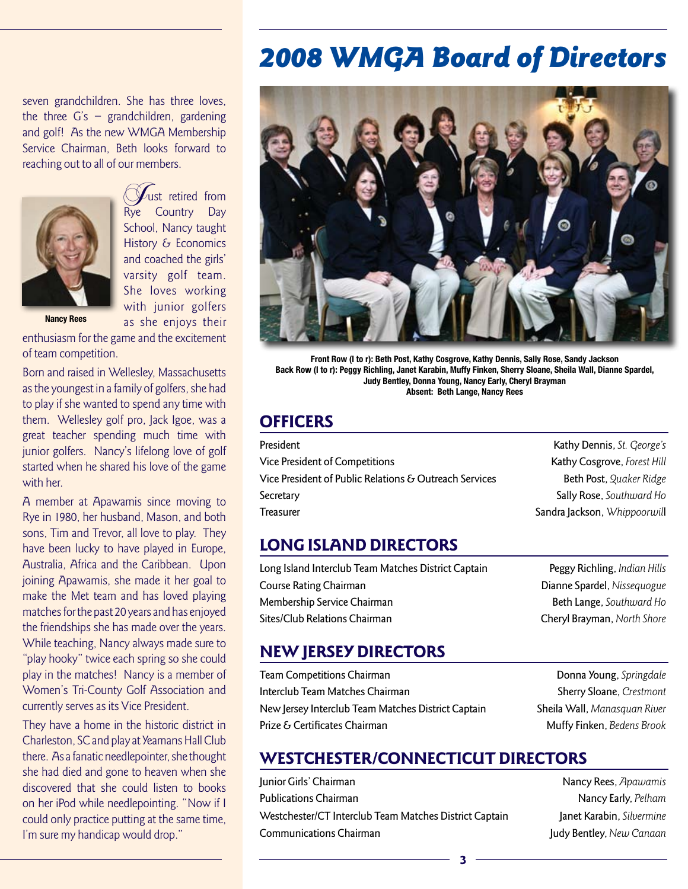seven grandchildren. She has three loves, the three G's – grandchildren, gardening and golf! As the new WMGA Membership Service Chairman, Beth looks forward to reaching out to all of our members.

**Nancy Rees**

Just retired from Rye Country Day School, Nancy taught History & Economics and coached the girls' varsity golf team. She loves working with junior golfers as she enjoys their enthusiasm for the game and the excitement of team competition.

Born and raised in Wellesley, Massachusetts as the youngest in a family of golfers, she had to play if she wanted to spend any time with them. Wellesley golf pro, Jack Igoe, was a great teacher spending much time with junior golfers. Nancy's lifelong love of golf started when he shared his love of the game with her.

A member at Apawamis since moving to Rye in 1980, her husband, Mason, and both sons, Tim and Trevor, all love to play. They have been lucky to have played in Europe, Australia, Africa and the Caribbean. Upon joining Apawamis, she made it her goal to make the Met team and has loved playing matches for the past 20 years and has enjoyed the friendships she has made over the years. While teaching, Nancy always made sure to "play hooky" twice each spring so she could play in the matches! Nancy is a member of Women's Tri-County Golf Association and currently serves as its Vice President.

They have a home in the historic district in Charleston, SC and play at Yeamans Hall Club there. As a fanatic needlepointer, she thought she had died and gone to heaven when she discovered that she could listen to books on her iPod while needlepointing. "Now if I could only practice putting at the same time, I'm sure my handicap would drop."

# 2008 WMGA Board of Directors

**Front Row (l to r): Beth Post, Kathy Cosgrove, Kathy Dennis, Sally Rose, Sandy Jackson**
**Back Row (l to r): Peggy Richling, Janet Karabin, Muffy Finken, Sherry Sloane, Sheila Wall, Dianne Spardel, Judy Bentley, Donna Young, Nancy Early, Cheryl Brayman**
**Absent: Beth Lange, Nancy Rees**

## OFFICERS

| | |
|---|---|
| President | Kathy Dennis, *St. George's* |
| Vice President of Competitions | Kathy Cosgrove, *Forest Hill* |
| Vice President of Public Relations & Outreach Services | Beth Post, *Quaker Ridge* |
| Secretary | Sally Rose, *Southward Ho* |
| Treasurer | Sandra Jackson, *Whippoorwill* |

## LONG ISLAND DIRECTORS

| | |
|---|---|
| Long Island Interclub Team Matches District Captain | Peggy Richling, *Indian Hills* |
| Course Rating Chairman | Dianne Spardel, *Nissequogue* |
| Membership Service Chairman | Beth Lange, *Southward Ho* |
| Sites/Club Relations Chairman | Cheryl Brayman, *North Shore* |

## NEW JERSEY DIRECTORS

| | |
|---|---|
| Team Competitions Chairman | Donna Young, *Springdale* |
| Interclub Team Matches Chairman | Sherry Sloane, *Crestmont* |
| New Jersey Interclub Team Matches District Captain | Sheila Wall, *Manasquan River* |
| Prize & Certificates Chairman | Muffy Finken, *Bedens Brook* |

## WESTCHESTER/CONNECTICUT DIRECTORS

| | |
|---|---|
| Junior Girls' Chairman | Nancy Rees, *Apawamis* |
| Publications Chairman | Nancy Early, *Pelham* |
| Westchester/CT Interclub Team Matches District Captain | Janet Karabin, *Silvermine* |
| Communications Chairman | Judy Bentley, *New Canaan* |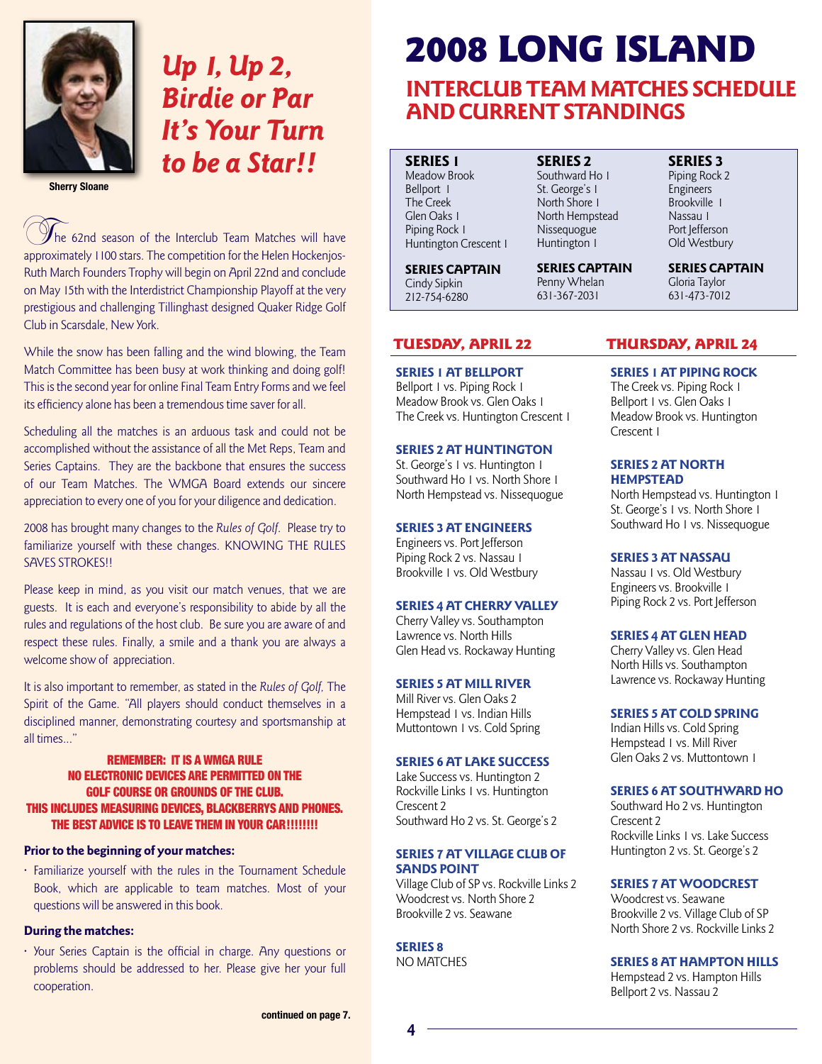Sherry Sloane

## *Up 1, Up 2, Birdie or Par It's Your Turn to be a Star!!*

The 62nd season of the Interclub Team Matches will have approximately 1100 stars. The competition for the Helen Hockenjos-Ruth March Founders Trophy will begin on April 22nd and conclude on May 15th with the Interdistrict Championship Playoff at the very prestigious and challenging Tillinghast designed Quaker Ridge Golf Club in Scarsdale, New York.

While the snow has been falling and the wind blowing, the Team Match Committee has been busy at work thinking and doing golf! This is the second year for online Final Team Entry Forms and we feel its efficiency alone has been a tremendous time saver for all.

Scheduling all the matches is an arduous task and could not be accomplished without the assistance of all the Met Reps, Team and Series Captains. They are the backbone that ensures the success of our Team Matches. The WMGA Board extends our sincere appreciation to every one of you for your diligence and dedication.

2008 has brought many changes to the *Rules of Golf*. Please try to familiarize yourself with these changes. KNOWING THE RULES SAVES STROKES!!

Please keep in mind, as you visit our match venues, that we are guests. It is each and everyone's responsibility to abide by all the rules and regulations of the host club. Be sure you are aware of and respect these rules. Finally, a smile and a thank you are always a welcome show of appreciation.

It is also important to remember, as stated in the *Rules of Golf*, The Spirit of the Game. "All players should conduct themselves in a disciplined manner, demonstrating courtesy and sportsmanship at all times..."

**REMEMBER: IT IS A WMGA RULE NO ELECTRONIC DEVICES ARE PERMITTED ON THE GOLF COURSE OR GROUNDS OF THE CLUB. THIS INCLUDES MEASURING DEVICES, BLACKBERRYS AND PHONES. THE BEST ADVICE IS TO LEAVE THEM IN YOUR CAR!!!!!!!!**

**Prior to the beginning of your matches:**

- Familiarize yourself with the rules in the Tournament Schedule Book, which are applicable to team matches. Most of your questions will be answered in this book.

**During the matches:**

- Your Series Captain is the official in charge. Any questions or problems should be addressed to her. Please give her your full cooperation.

**continued on page 7.**

# 2008 LONG ISLAND

## INTERCLUB TEAM MATCHES SCHEDULE AND CURRENT STANDINGS

| SERIES 1 | SERIES 2 | SERIES 3 |
|---|---|---|
| Meadow Brook | Southward Ho 1 | Piping Rock 2 |
| Bellport 1 | St. George's 1 | Engineers |
| The Creek | North Shore 1 | Brookville 1 |
| Glen Oaks 1 | North Hempstead | Nassau 1 |
| Piping Rock 1 | Nissequogue | Port Jefferson |
| Huntington Crescent 1 | Huntington 1 | Old Westbury |
| **SERIES CAPTAIN** | **SERIES CAPTAIN** | **SERIES CAPTAIN** |
| Cindy Sipkin | Penny Whelan | Gloria Taylor |
| 212-754-6280 | 631-367-2031 | 631-473-7012 |

### TUESDAY, APRIL 22

**SERIES 1 AT BELLPORT**
Bellport 1 vs. Piping Rock 1
Meadow Brook vs. Glen Oaks 1
The Creek vs. Huntington Crescent 1

**SERIES 2 AT HUNTINGTON**
St. George's 1 vs. Huntington 1
Southward Ho 1 vs. North Shore 1
North Hempstead vs. Nissequogue

**SERIES 3 AT ENGINEERS**
Engineers vs. Port Jefferson
Piping Rock 2 vs. Nassau 1
Brookville 1 vs. Old Westbury

**SERIES 4 AT CHERRY VALLEY**
Cherry Valley vs. Southampton
Lawrence vs. North Hills
Glen Head vs. Rockaway Hunting

**SERIES 5 AT MILL RIVER**
Mill River vs. Glen Oaks 2
Hempstead 1 vs. Indian Hills
Muttontown 1 vs. Cold Spring

**SERIES 6 AT LAKE SUCCESS**
Lake Success vs. Huntington 2
Rockville Links 1 vs. Huntington Crescent 2
Southward Ho 2 vs. St. George's 2

**SERIES 7 AT VILLAGE CLUB OF SANDS POINT**
Village Club of SP vs. Rockville Links 2
Woodcrest vs. North Shore 2
Brookville 2 vs. Seawane

**SERIES 8**
NO MATCHES

### THURSDAY, APRIL 24

**SERIES 1 AT PIPING ROCK**
The Creek vs. Piping Rock 1
Bellport 1 vs. Glen Oaks 1
Meadow Brook vs. Huntington Crescent 1

**SERIES 2 AT NORTH HEMPSTEAD**
North Hempstead vs. Huntington 1
St. George's 1 vs. North Shore 1
Southward Ho 1 vs. Nissequogue

**SERIES 3 AT NASSAU**
Nassau 1 vs. Old Westbury
Engineers vs. Brookville 1
Piping Rock 2 vs. Port Jefferson

**SERIES 4 AT GLEN HEAD**
Cherry Valley vs. Glen Head
North Hills vs. Southampton
Lawrence vs. Rockaway Hunting

**SERIES 5 AT COLD SPRING**
Indian Hills vs. Cold Spring
Hempstead 1 vs. Mill River
Glen Oaks 2 vs. Muttontown 1

**SERIES 6 AT SOUTHWARD HO**
Southward Ho 2 vs. Huntington Crescent 2
Rockville Links 1 vs. Lake Success
Huntington 2 vs. St. George's 2

**SERIES 7 AT WOODCREST**
Woodcrest vs. Seawane
Brookville 2 vs. Village Club of SP
North Shore 2 vs. Rockville Links 2

**SERIES 8 AT HAMPTON HILLS**
Hempstead 2 vs. Hampton Hills
Bellport 2 vs. Nassau 2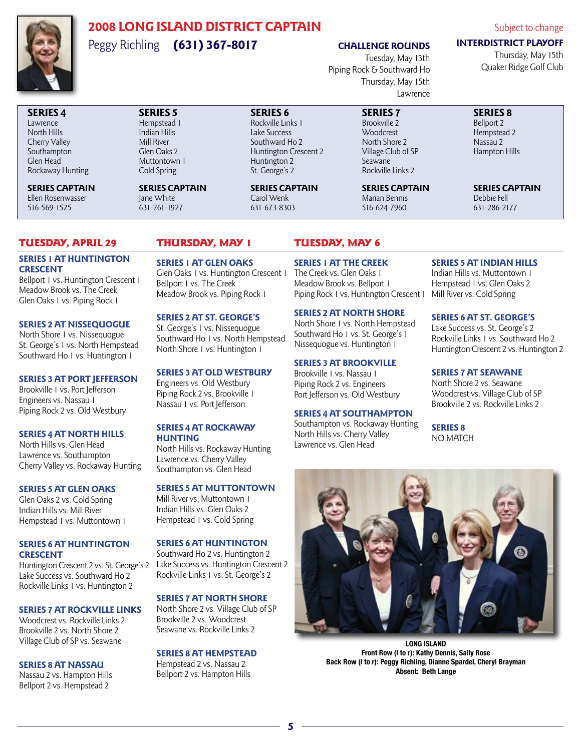# 2008 LONG ISLAND DISTRICT CAPTAIN

Peggy Richling **(631) 367-8017**

**CHALLENGE ROUNDS**
Tuesday, May 13th
Piping Rock & Southward Ho
Thursday, May 15th
Lawrence

Subject to change

**INTERDISTRICT PLAYOFF**
Thursday, May 15th
Quaker Ridge Golf Club

| SERIES 4 | SERIES 5 | SERIES 6 | SERIES 7 | SERIES 8 |
|---|---|---|---|---|
| Lawrence | Hempstead 1 | Rockville Links 1 | Brookville 2 | Bellport 2 |
| North Hills | Indian Hills | Lake Success | Woodcrest | Hempstead 2 |
| Cherry Valley | Mill River | Southward Ho 2 | North Shore 2 | Nassau 2 |
| Southampton | Glen Oaks 2 | Huntington Crescent 2 | Village Club of SP | Hampton Hills |
| Glen Head | Muttontown 1 | Huntington 2 | Seawane | |
| Rockaway Hunting | Cold Spring | St. George's 2 | Rockville Links 2 | |
| **SERIES CAPTAIN** | **SERIES CAPTAIN** | **SERIES CAPTAIN** | **SERIES CAPTAIN** | **SERIES CAPTAIN** |
| Ellen Rosenwasser | Jane White | Carol Wenk | Marian Bennis | Debbie Fell |
| 516-569-1525 | 631-261-1927 | 631-673-8303 | 516-624-7960 | 631-286-2177 |

## TUESDAY, APRIL 29

### SERIES 1 AT HUNTINGTON CRESCENT
Bellport 1 vs. Huntington Crescent 1
Meadow Brook vs. The Creek
Glen Oaks 1 vs. Piping Rock 1

### SERIES 2 AT NISSEQUOGUE
North Shore 1 vs. Nissequogue
St. George's 1 vs. North Hempstead
Southward Ho 1 vs. Huntington 1

### SERIES 3 AT PORT JEFFERSON
Brookville 1 vs. Port Jefferson
Engineers vs. Nassau 1
Piping Rock 2 vs. Old Westbury

### SERIES 4 AT NORTH HILLS
North Hills vs. Glen Head
Lawrence vs. Southampton
Cherry Valley vs. Rockaway Hunting

### SERIES 5 AT GLEN OAKS
Glen Oaks 2 vs. Cold Spring
Indian Hills vs. Mill River
Hempstead 1 vs. Muttontown 1

### SERIES 6 AT HUNTINGTON CRESCENT
Huntington Crescent 2 vs. St. George's 2
Lake Success vs. Southward Ho 2
Rockville Links 1 vs. Huntington 2

### SERIES 7 AT ROCKVILLE LINKS
Woodcrest vs. Rockville Links 2
Brookville 2 vs. North Shore 2
Village Club of SP vs. Seawane

### SERIES 8 AT NASSAU
Nassau 2 vs. Hampton Hills
Bellport 2 vs. Hempstead 2

## THURSDAY, MAY 1

### SERIES 1 AT GLEN OAKS
Glen Oaks 1 vs. Huntington Crescent 1
Bellport 1 vs. The Creek
Meadow Brook vs. Piping Rock 1

### SERIES 2 AT ST. GEORGE'S
St. George's 1 vs. Nissequogue
Southward Ho 1 vs. North Hempstead
North Shore 1 vs. Huntington 1

### SERIES 3 AT OLD WESTBURY
Engineers vs. Old Westbury
Piping Rock 2 vs. Brookville 1
Nassau 1 vs. Port Jefferson

### SERIES 4 AT ROCKAWAY HUNTING
North Hills vs. Rockaway Hunting
Lawrence vs. Cherry Valley
Southampton vs. Glen Head

### SERIES 5 AT MUTTONTOWN
Mill River vs. Muttontown 1
Indian Hills vs. Glen Oaks 2
Hempstead 1 vs. Cold Spring

### SERIES 6 AT HUNTINGTON
Southward Ho 2 vs. Huntington 2
Lake Success vs. Huntington Crescent 2
Rockville Links 1 vs. St. George's 2

### SERIES 7 AT NORTH SHORE
North Shore 2 vs. Village Club of SP
Brookville 2 vs. Woodcrest
Seawane vs. Rockville Links 2

### SERIES 8 AT HEMPSTEAD
Hempstead 2 vs. Nassau 2
Bellport 2 vs. Hampton Hills

## TUESDAY, MAY 6

### SERIES 1 AT THE CREEK
The Creek vs. Glen Oaks 1
Meadow Brook vs. Bellport 1
Piping Rock 1 vs. Huntington Crescent 1

### SERIES 2 AT NORTH SHORE
North Shore 1 vs. North Hempstead
Southward Ho 1 vs. St. George's 1
Nissequogue vs. Huntington 1

### SERIES 3 AT BROOKVILLE
Brookville 1 vs. Nassau 1
Piping Rock 2 vs. Engineers
Port Jefferson vs. Old Westbury

### SERIES 4 AT SOUTHAMPTON
Southampton vs. Rockaway Hunting
North Hills vs. Cherry Valley
Lawrence vs. Glen Head

### SERIES 5 AT INDIAN HILLS
Indian Hills vs. Muttontown 1
Hempstead 1 vs. Glen Oaks 2
Mill River vs. Cold Spring

### SERIES 6 AT ST. GEORGE'S
Lake Success vs. St. George's 2
Rockville Links 1 vs. Southward Ho 2
Huntington Crescent 2 vs. Huntington 2

### SERIES 7 AT SEAWANE
North Shore 2 vs. Seawane
Woodcrest vs. Village Club of SP
Brookville 2 vs. Rockville Links 2

### SERIES 8
NO MATCH

**LONG ISLAND**
**Front Row (l to r): Kathy Dennis, Sally Rose**
**Back Row (l to r): Peggy Richling, Dianne Spardel, Cheryl Brayman**
**Absent: Beth Lange**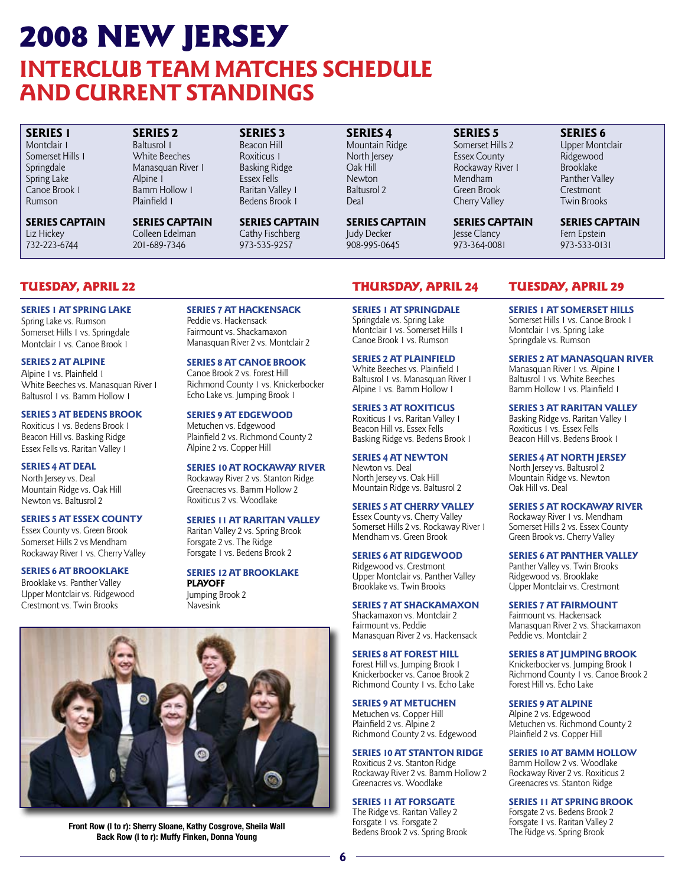# 2008 NEW JERSEY

## INTERCLUB TEAM MATCHES SCHEDULE AND CURRENT STANDINGS

| SERIES 1 | SERIES 2 | SERIES 3 | SERIES 4 | SERIES 5 | SERIES 6 |
|---|---|---|---|---|---|
| Montclair 1 | Baltusrol 1 | Beacon Hill | Mountain Ridge | Somerset Hills 2 | Upper Montclair |
| Somerset Hills 1 | White Beeches | Roxiticus 1 | North Jersey | Essex County | Ridgewood |
| Springdale | Manasquan River 1 | Basking Ridge | Oak Hill | Rockaway River 1 | Brooklake |
| Spring Lake | Alpine 1 | Essex Fells | Newton | Mendham | Panther Valley |
| Canoe Brook 1 | Bamm Hollow 1 | Raritan Valley 1 | Baltusrol 2 | Green Brook | Crestmont |
| Rumson | Plainfield 1 | Bedens Brook 1 | Deal | Cherry Valley | Twin Brooks |
| **SERIES CAPTAIN** | **SERIES CAPTAIN** | **SERIES CAPTAIN** | **SERIES CAPTAIN** | **SERIES CAPTAIN** | **SERIES CAPTAIN** |
| Liz Hickey | Colleen Edelman | Cathy Fischberg | Judy Decker | Jesse Clancy | Fern Epstein |
| 732-223-6744 | 201-689-7346 | 973-535-9257 | 908-995-0645 | 973-364-0081 | 973-533-0131 |

### TUESDAY, APRIL 22

**SERIES 1 AT SPRING LAKE**
Spring Lake vs. Rumson
Somerset Hills 1 vs. Springdale
Montclair 1 vs. Canoe Brook 1

**SERIES 2 AT ALPINE**
Alpine 1 vs. Plainfield 1
White Beeches vs. Manasquan River 1
Baltusrol 1 vs. Bamm Hollow 1

**SERIES 3 AT BEDENS BROOK**
Roxiticus 1 vs. Bedens Brook 1
Beacon Hill vs. Basking Ridge
Essex Fells vs. Raritan Valley 1

**SERIES 4 AT DEAL**
North Jersey vs. Deal
Mountain Ridge vs. Oak Hill
Newton vs. Baltusrol 2

**SERIES 5 AT ESSEX COUNTY**
Essex County vs. Green Brook
Somerset Hills 2 vs Mendham
Rockaway River 1 vs. Cherry Valley

**SERIES 6 AT BROOKLAKE**
Brooklake vs. Panther Valley
Upper Montclair vs. Ridgewood
Crestmont vs. Twin Brooks

**SERIES 7 AT HACKENSACK**
Peddie vs. Hackensack
Fairmount vs. Shackamaxon
Manasquan River 2 vs. Montclair 2

**SERIES 8 AT CANOE BROOK**
Canoe Brook 2 vs. Forest Hill
Richmond County 1 vs. Knickerbocker
Echo Lake vs. Jumping Brook 1

**SERIES 9 AT EDGEWOOD**
Metuchen vs. Edgewood
Plainfield 2 vs. Richmond County 2
Alpine 2 vs. Copper Hill

**SERIES 10 AT ROCKAWAY RIVER**
Rockaway River 2 vs. Stanton Ridge
Greenacres vs. Bamm Hollow 2
Roxiticus 2 vs. Woodlake

**SERIES 11 AT RARITAN VALLEY**
Raritan Valley 2 vs. Spring Brook
Forsgate 2 vs. The Ridge
Forsgate 1 vs. Bedens Brook 2

**SERIES 12 AT BROOKLAKE**
**PLAYOFF**
Jumping Brook 2
Navesink

**Front Row (l to r): Sherry Sloane, Kathy Cosgrove, Sheila Wall**
**Back Row (l to r): Muffy Finken, Donna Young**

### THURSDAY, APRIL 24

**SERIES 1 AT SPRINGDALE**
Springdale vs. Spring Lake
Montclair 1 vs. Somerset Hills 1
Canoe Brook 1 vs. Rumson

**SERIES 2 AT PLAINFIELD**
White Beeches vs. Plainfield 1
Baltusrol 1 vs. Manasquan River 1
Alpine 1 vs. Bamm Hollow 1

**SERIES 3 AT ROXITICUS**
Roxiticus 1 vs. Raritan Valley 1
Beacon Hill vs. Essex Fells
Basking Ridge vs. Bedens Brook 1

**SERIES 4 AT NEWTON**
Newton vs. Deal
North Jersey vs. Oak Hill
Mountain Ridge vs. Baltusrol 2

**SERIES 5 AT CHERRY VALLEY**
Essex County vs. Cherry Valley
Somerset Hills 2 vs. Rockaway River 1
Mendham vs. Green Brook

**SERIES 6 AT RIDGEWOOD**
Ridgewood vs. Crestmont
Upper Montclair vs. Panther Valley
Brooklake vs. Twin Brooks

**SERIES 7 AT SHACKAMAXON**
Shackamaxon vs. Montclair 2
Fairmount vs. Peddie
Manasquan River 2 vs. Hackensack

**SERIES 8 AT FOREST HILL**
Forest Hill vs. Jumping Brook 1
Knickerbocker vs. Canoe Brook 2
Richmond County 1 vs. Echo Lake

**SERIES 9 AT METUCHEN**
Metuchen vs. Copper Hill
Plainfield 2 vs. Alpine 2
Richmond County 2 vs. Edgewood

**SERIES 10 AT STANTON RIDGE**
Roxiticus 2 vs. Stanton Ridge
Rockaway River 2 vs. Bamm Hollow 2
Greenacres vs. Woodlake

**SERIES 11 AT FORSGATE**
The Ridge vs. Raritan Valley 2
Forsgate 1 vs. Forsgate 2
Bedens Brook 2 vs. Spring Brook

### TUESDAY, APRIL 29

**SERIES 1 AT SOMERSET HILLS**
Somerset Hills 1 vs. Canoe Brook 1
Montclair 1 vs. Spring Lake
Springdale vs. Rumson

**SERIES 2 AT MANASQUAN RIVER**
Manasquan River 1 vs. Alpine 1
Baltusrol 1 vs. White Beeches
Bamm Hollow 1 vs. Plainfield 1

**SERIES 3 AT RARITAN VALLEY**
Basking Ridge vs. Raritan Valley 1
Roxiticus 1 vs. Essex Fells
Beacon Hill vs. Bedens Brook 1

**SERIES 4 AT NORTH JERSEY**
North Jersey vs. Baltusrol 2
Mountain Ridge vs. Newton
Oak Hill vs. Deal

**SERIES 5 AT ROCKAWAY RIVER**
Rockaway River 1 vs. Mendham
Somerset Hills 2 vs. Essex County
Green Brook vs. Cherry Valley

**SERIES 6 AT PANTHER VALLEY**
Panther Valley vs. Twin Brooks
Ridgewood vs. Brooklake
Upper Montclair vs. Crestmont

**SERIES 7 AT FAIRMOUNT**
Fairmount vs. Hackensack
Manasquan River 2 vs. Shackamaxon
Peddie vs. Montclair 2

**SERIES 8 AT JUMPING BROOK**
Knickerbocker vs. Jumping Brook 1
Richmond County 1 vs. Canoe Brook 2
Forest Hill vs. Echo Lake

**SERIES 9 AT ALPINE**
Alpine 2 vs. Edgewood
Metuchen vs. Richmond County 2
Plainfield 2 vs. Copper Hill

**SERIES 10 AT BAMM HOLLOW**
Bamm Hollow 2 vs. Woodlake
Rockaway River 2 vs. Roxiticus 2
Greenacres vs. Stanton Ridge

**SERIES 11 AT SPRING BROOK**
Forsgate 2 vs. Bedens Brook 2
Forsgate 1 vs. Raritan Valley 2
The Ridge vs. Spring Brook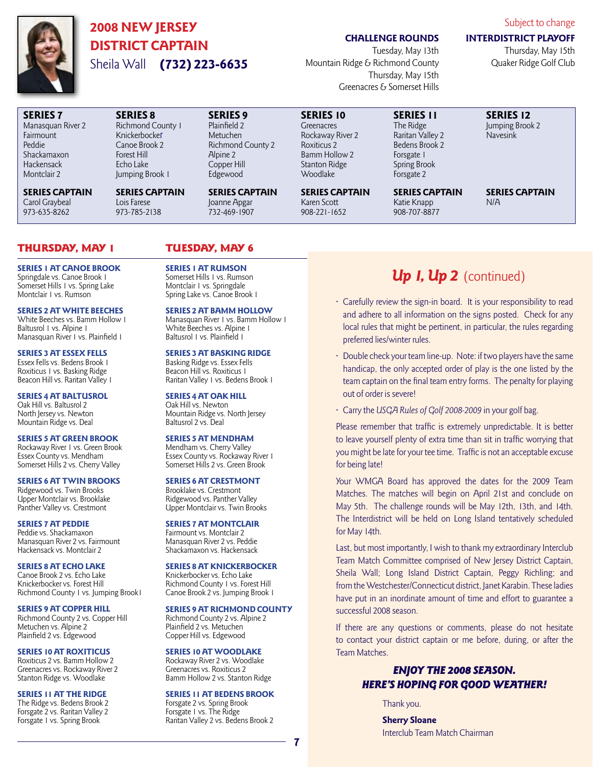## 2008 NEW JERSEY DISTRICT CAPTAIN

Sheila Wall **(732) 223-6635**

Subject to change

**CHALLENGE ROUNDS**

Tuesday, May 13th
Mountain Ridge & Richmond County
Thursday, May 15th
Greenacres & Somerset Hills

**INTERDISTRICT PLAYOFF**

Thursday, May 15th
Quaker Ridge Golf Club

| SERIES 7 | SERIES 8 | SERIES 9 | SERIES 10 | SERIES 11 | SERIES 12 |
|---|---|---|---|---|---|
| Manasquan River 2 | Richmond County 1 | Plainfield 2 | Greenacres | The Ridge | Jumping Brook 2 |
| Fairmount | Knickerbocker | Metuchen | Rockaway River 2 | Raritan Valley 2 | Navesink |
| Peddie | Canoe Brook 2 | Richmond County 2 | Roxiticus 2 | Bedens Brook 2 | |
| Shackamaxon | Forest Hill | Alpine 2 | Bamm Hollow 2 | Forsgate 1 | |
| Hackensack | Echo Lake | Copper Hill | Stanton Ridge | Spring Brook | |
| Montclair 2 | Jumping Brook 1 | Edgewood | Woodlake | Forsgate 2 | |
| **SERIES CAPTAIN** | **SERIES CAPTAIN** | **SERIES CAPTAIN** | **SERIES CAPTAIN** | **SERIES CAPTAIN** | **SERIES CAPTAIN** |
| Carol Graybeal | Lois Farese | Joanne Apgar | Karen Scott | Katie Knapp | N/A |
| 973-635-8262 | 973-785-2138 | 732-469-1907 | 908-221-1652 | 908-707-8877 | |

### THURSDAY, MAY 1

**SERIES 1 AT CANOE BROOK**
Springdale vs. Canoe Brook 1
Somerset Hills 1 vs. Spring Lake
Montclair 1 vs. Rumson

**SERIES 2 AT WHITE BEECHES**
White Beeches vs. Bamm Hollow 1
Baltusrol 1 vs. Alpine 1
Manasquan River 1 vs. Plainfield 1

**SERIES 3 AT ESSEX FELLS**
Essex Fells vs. Bedens Brook 1
Roxiticus 1 vs. Basking Ridge
Beacon Hill vs. Raritan Valley 1

**SERIES 4 AT BALTUSROL**
Oak Hill vs. Baltusrol 2
North Jersey vs. Newton
Mountain Ridge vs. Deal

**SERIES 5 AT GREEN BROOK**
Rockaway River 1 vs. Green Brook
Essex County vs. Mendham
Somerset Hills 2 vs. Cherry Valley

**SERIES 6 AT TWIN BROOKS**
Ridgewood vs. Twin Brooks
Upper Montclair vs. Brooklake
Panther Valley vs. Crestmont

**SERIES 7 AT PEDDIE**
Peddie vs. Shackamaxon
Manasquan River 2 vs. Fairmount
Hackensack vs. Montclair 2

**SERIES 8 AT ECHO LAKE**
Canoe Brook 2 vs. Echo Lake
Knickerbocker vs. Forest Hill
Richmond County 1 vs. Jumping Brook 1

**SERIES 9 AT COPPER HILL**
Richmond County 2 vs. Copper Hill
Metuchen vs. Alpine 2
Plainfield 2 vs. Edgewood

**SERIES 10 AT ROXITICUS**
Roxiticus 2 vs. Bamm Hollow 2
Greenacres vs. Rockaway River 2
Stanton Ridge vs. Woodlake

**SERIES 11 AT THE RIDGE**
The Ridge vs. Bedens Brook 2
Forsgate 2 vs. Raritan Valley 2
Forsgate 1 vs. Spring Brook

### TUESDAY, MAY 6

**SERIES 1 AT RUMSON**
Somerset Hills 1 vs. Rumson
Montclair 1 vs. Springdale
Spring Lake vs. Canoe Brook 1

**SERIES 2 AT BAMM HOLLOW**
Manasquan River 1 vs. Bamm Hollow 1
White Beeches vs. Alpine 1
Baltusrol 1 vs. Plainfield 1

**SERIES 3 AT BASKING RIDGE**
Basking Ridge vs. Essex Fells
Beacon Hill vs. Roxiticus 1
Raritan Valley 1 vs. Bedens Brook 1

**SERIES 4 AT OAK HILL**
Oak Hill vs. Newton
Mountain Ridge vs. North Jersey
Baltusrol 2 vs. Deal

**SERIES 5 AT MENDHAM**
Mendham vs. Cherry Valley
Essex County vs. Rockaway River 1
Somerset Hills 2 vs. Green Brook

**SERIES 6 AT CRESTMONT**
Brooklake vs. Crestmont
Ridgewood vs. Panther Valley
Upper Montclair vs. Twin Brooks

**SERIES 7 AT MONTCLAIR**
Fairmount vs. Montclair 2
Manasquan River 2 vs. Peddie
Shackamaxon vs. Hackensack

**SERIES 8 AT KNICKERBOCKER**
Knickerbocker vs. Echo Lake
Richmond County 1 vs. Forest Hill
Canoe Brook 2 vs. Jumping Brook 1

**SERIES 9 AT RICHMOND COUNTY**
Richmond County 2 vs. Alpine 2
Plainfield 2 vs. Metuchen
Copper Hill vs. Edgewood

**SERIES 10 AT WOODLAKE**
Rockaway River 2 vs. Woodlake
Greenacres vs. Roxiticus 2
Bamm Hollow 2 vs. Stanton Ridge

**SERIES 11 AT BEDENS BROOK**
Forsgate 2 vs. Spring Brook
Forsgate 1 vs. The Ridge
Raritan Valley 2 vs. Bedens Brook 2

## *Up 1, Up 2* (continued)

- Carefully review the sign-in board. It is your responsibility to read and adhere to all information on the signs posted. Check for any local rules that might be pertinent, in particular, the rules regarding preferred lies/winter rules.
- Double check your team line-up. Note: if two players have the same handicap, the only accepted order of play is the one listed by the team captain on the final team entry forms. The penalty for playing out of order is severe!
- Carry the *USGA Rules of Golf 2008-2009* in your golf bag.

Please remember that traffic is extremely unpredictable. It is better to leave yourself plenty of extra time than sit in traffic worrying that you might be late for your tee time. Traffic is not an acceptable excuse for being late!

Your WMGA Board has approved the dates for the 2009 Team Matches. The matches will begin on April 21st and conclude on May 5th. The challenge rounds will be May 12th, 13th, and 14th. The Interdistrict will be held on Long Island tentatively scheduled for May 14th.

Last, but most importantly, I wish to thank my extraordinary Interclub Team Match Committee comprised of New Jersey District Captain, Sheila Wall; Long Island District Captain, Peggy Richling; and from the Westchester/Connecticut district, Janet Karabin. These ladies have put in an inordinate amount of time and effort to guarantee a successful 2008 season.

If there are any questions or comments, please do not hesitate to contact your district captain or me before, during, or after the Team Matches.

***ENJOY THE 2008 SEASON.***
***HERE'S HOPING FOR GOOD WEATHER!***

Thank you.

**Sherry Sloane**
Interclub Team Match Chairman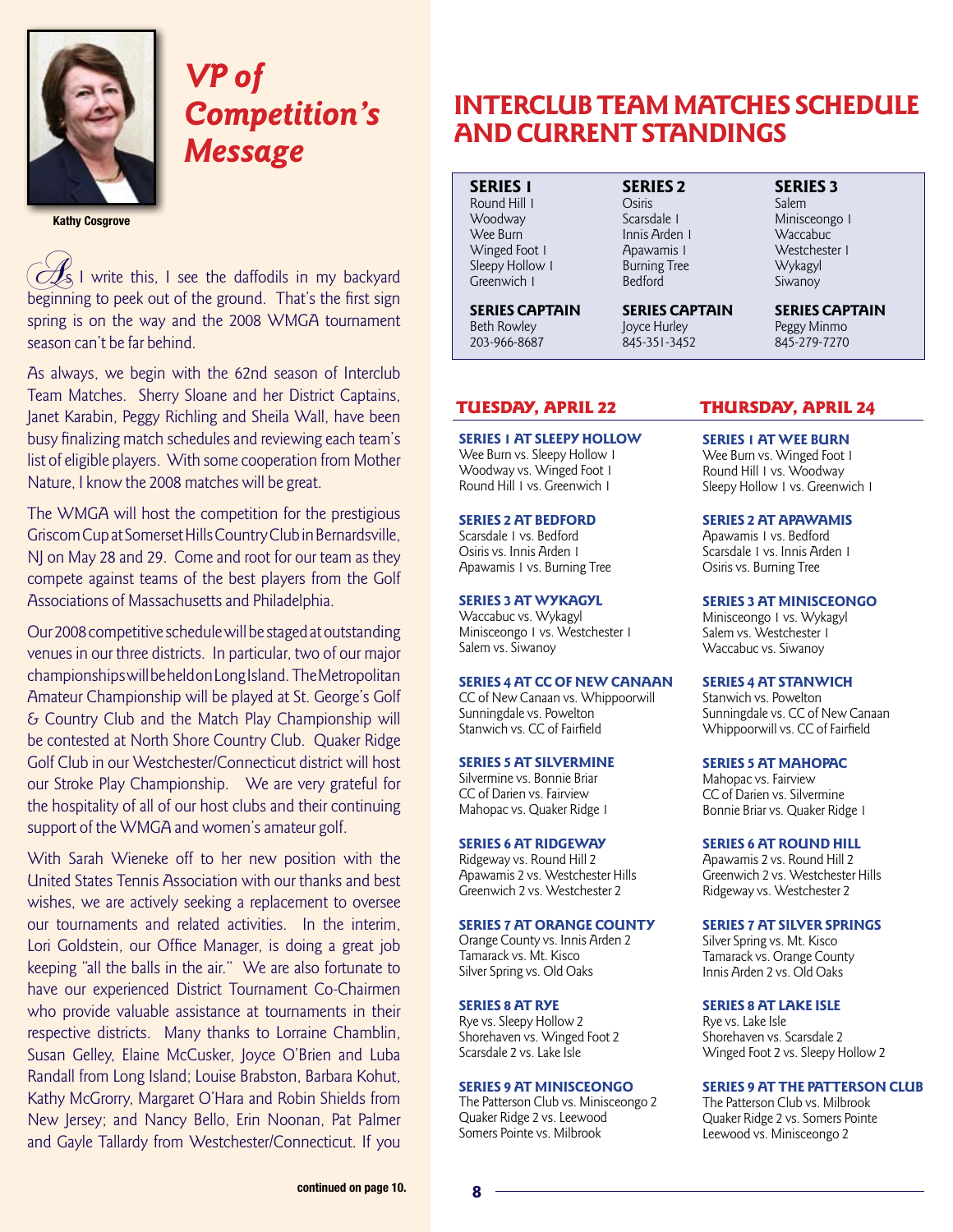# VP of Competition's Message

Kathy Cosgrove

As I write this, I see the daffodils in my backyard beginning to peek out of the ground. That's the first sign spring is on the way and the 2008 WMGA tournament season can't be far behind.

As always, we begin with the 62nd season of Interclub Team Matches. Sherry Sloane and her District Captains, Janet Karabin, Peggy Richling and Sheila Wall, have been busy finalizing match schedules and reviewing each team's list of eligible players. With some cooperation from Mother Nature, I know the 2008 matches will be great.

The WMGA will host the competition for the prestigious Griscom Cup at Somerset Hills Country Club in Bernardsville, NJ on May 28 and 29. Come and root for our team as they compete against teams of the best players from the Golf Associations of Massachusetts and Philadelphia.

Our 2008 competitive schedule will be staged at outstanding venues in our three districts. In particular, two of our major championships will be held on Long Island. The Metropolitan Amateur Championship will be played at St. George's Golf & Country Club and the Match Play Championship will be contested at North Shore Country Club. Quaker Ridge Golf Club in our Westchester/Connecticut district will host our Stroke Play Championship. We are very grateful for the hospitality of all of our host clubs and their continuing support of the WMGA and women's amateur golf.

With Sarah Wieneke off to her new position with the United States Tennis Association with our thanks and best wishes, we are actively seeking a replacement to oversee our tournaments and related activities. In the interim, Lori Goldstein, our Office Manager, is doing a great job keeping "all the balls in the air." We are also fortunate to have our experienced District Tournament Co-Chairmen who provide valuable assistance at tournaments in their respective districts. Many thanks to Lorraine Chamblin, Susan Gelley, Elaine McCusker, Joyce O'Brien and Luba Randall from Long Island; Louise Brabston, Barbara Kohut, Kathy McGrorry, Margaret O'Hara and Robin Shields from New Jersey; and Nancy Bello, Erin Noonan, Pat Palmer and Gayle Tallardy from Westchester/Connecticut. If you

**continued on page 10.**

# INTERCLUB TEAM MATCHES SCHEDULE AND CURRENT STANDINGS

| SERIES 1 | SERIES 2 | SERIES 3 |
|---|---|---|
| Round Hill 1 | Osiris | Salem |
| Woodway | Scarsdale 1 | Minisceongo 1 |
| Wee Burn | Innis Arden 1 | Waccabuc |
| Winged Foot 1 | Apawamis 1 | Westchester 1 |
| Sleepy Hollow 1 | Burning Tree | Wykagyl |
| Greenwich 1 | Bedford | Siwanoy |
| **SERIES CAPTAIN** | **SERIES CAPTAIN** | **SERIES CAPTAIN** |
| Beth Rowley | Joyce Hurley | Peggy Minmo |
| 203-966-8687 | 845-351-3452 | 845-279-7270 |

## TUESDAY, APRIL 22

**SERIES 1 AT SLEEPY HOLLOW**
Wee Burn vs. Sleepy Hollow 1
Woodway vs. Winged Foot 1
Round Hill 1 vs. Greenwich 1

**SERIES 2 AT BEDFORD**
Scarsdale 1 vs. Bedford
Osiris vs. Innis Arden 1
Apawamis 1 vs. Burning Tree

**SERIES 3 AT WYKAGYL**
Waccabuc vs. Wykagyl
Minisceongo 1 vs. Westchester 1
Salem vs. Siwanoy

**SERIES 4 AT CC OF NEW CANAAN**
CC of New Canaan vs. Whippoorwill
Sunningdale vs. Powelton
Stanwich vs. CC of Fairfield

**SERIES 5 AT SILVERMINE**
Silvermine vs. Bonnie Briar
CC of Darien vs. Fairview
Mahopac vs. Quaker Ridge 1

**SERIES 6 AT RIDGEWAY**
Ridgeway vs. Round Hill 2
Apawamis 2 vs. Westchester Hills
Greenwich 2 vs. Westchester 2

**SERIES 7 AT ORANGE COUNTY**
Orange County vs. Innis Arden 2
Tamarack vs. Mt. Kisco
Silver Spring vs. Old Oaks

**SERIES 8 AT RYE**
Rye vs. Sleepy Hollow 2
Shorehaven vs. Winged Foot 2
Scarsdale 2 vs. Lake Isle

**SERIES 9 AT MINISCEONGO**
The Patterson Club vs. Minisceongo 2
Quaker Ridge 2 vs. Leewood
Somers Pointe vs. Milbrook

## THURSDAY, APRIL 24

**SERIES 1 AT WEE BURN**
Wee Burn vs. Winged Foot 1
Round Hill 1 vs. Woodway
Sleepy Hollow 1 vs. Greenwich 1

**SERIES 2 AT APAWAMIS**
Apawamis 1 vs. Bedford
Scarsdale 1 vs. Innis Arden 1
Osiris vs. Burning Tree

**SERIES 3 AT MINISCEONGO**
Minisceongo 1 vs. Wykagyl
Salem vs. Westchester 1
Waccabuc vs. Siwanoy

**SERIES 4 AT STANWICH**
Stanwich vs. Powelton
Sunningdale vs. CC of New Canaan
Whippoorwill vs. CC of Fairfield

**SERIES 5 AT MAHOPAC**
Mahopac vs. Fairview
CC of Darien vs. Silvermine
Bonnie Briar vs. Quaker Ridge 1

**SERIES 6 AT ROUND HILL**
Apawamis 2 vs. Round Hill 2
Greenwich 2 vs. Westchester Hills
Ridgeway vs. Westchester 2

**SERIES 7 AT SILVER SPRINGS**
Silver Spring vs. Mt. Kisco
Tamarack vs. Orange County
Innis Arden 2 vs. Old Oaks

**SERIES 8 AT LAKE ISLE**
Rye vs. Lake Isle
Shorehaven vs. Scarsdale 2
Winged Foot 2 vs. Sleepy Hollow 2

**SERIES 9 AT THE PATTERSON CLUB**
The Patterson Club vs. Milbrook
Quaker Ridge 2 vs. Somers Pointe
Leewood vs. Minisceongo 2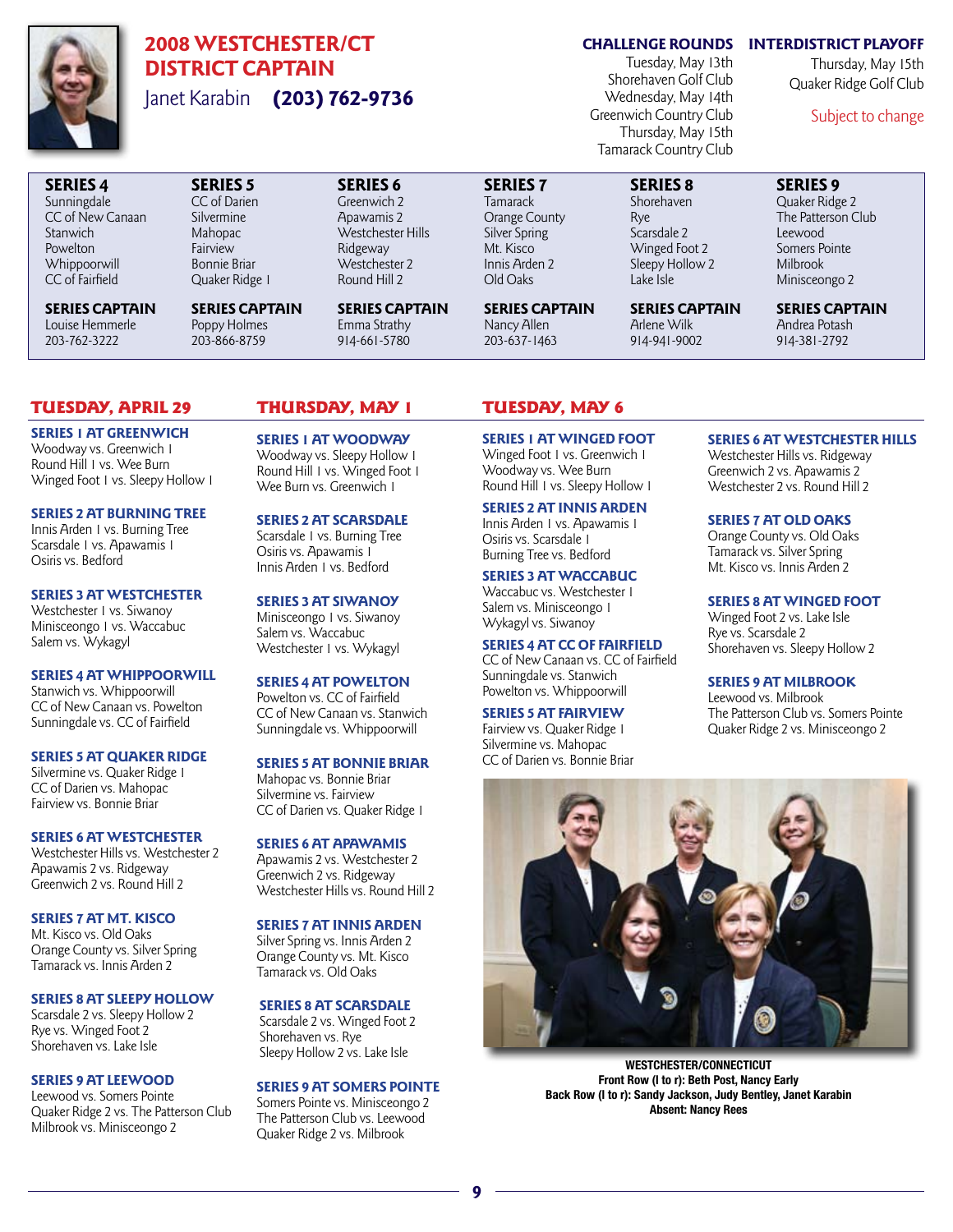# 2008 WESTCHESTER/CT DISTRICT CAPTAIN

Janet Karabin **(203) 762-9736**

**CHALLENGE ROUNDS**

Tuesday, May 13th
Shorehaven Golf Club
Wednesday, May 14th
Greenwich Country Club
Thursday, May 15th
Tamarack Country Club

**INTERDISTRICT PLAYOFF**

Thursday, May 15th
Quaker Ridge Golf Club

Subject to change

| SERIES 4 | SERIES 5 | SERIES 6 | SERIES 7 | SERIES 8 | SERIES 9 |
|---|---|---|---|---|---|
| Sunningdale | CC of Darien | Greenwich 2 | Tamarack | Shorehaven | Quaker Ridge 2 |
| CC of New Canaan | Silvermine | Apawamis 2 | Orange County | Rye | The Patterson Club |
| Stanwich | Mahopac | Westchester Hills | Silver Spring | Scarsdale 2 | Leewood |
| Powelton | Fairview | Ridgeway | Mt. Kisco | Winged Foot 2 | Somers Pointe |
| Whippoorwill | Bonnie Briar | Westchester 2 | Innis Arden 2 | Sleepy Hollow 2 | Milbrook |
| CC of Fairfield | Quaker Ridge 1 | Round Hill 2 | Old Oaks | Lake Isle | Minisceongo 2 |
| **SERIES CAPTAIN** | **SERIES CAPTAIN** | **SERIES CAPTAIN** | **SERIES CAPTAIN** | **SERIES CAPTAIN** | **SERIES CAPTAIN** |
| Louise Hemmerle | Poppy Holmes | Emma Strathy | Nancy Allen | Arlene Wilk | Andrea Potash |
| 203-762-3222 | 203-866-8759 | 914-661-5780 | 203-637-1463 | 914-941-9002 | 914-381-2792 |

## TUESDAY, APRIL 29

### SERIES 1 AT GREENWICH
Woodway vs. Greenwich 1
Round Hill 1 vs. Wee Burn
Winged Foot 1 vs. Sleepy Hollow 1

### SERIES 2 AT BURNING TREE
Innis Arden 1 vs. Burning Tree
Scarsdale 1 vs. Apawamis 1
Osiris vs. Bedford

### SERIES 3 AT WESTCHESTER
Westchester 1 vs. Siwanoy
Minisceongo 1 vs. Waccabuc
Salem vs. Wykagyl

### SERIES 4 AT WHIPPOORWILL
Stanwich vs. Whippoorwill
CC of New Canaan vs. Powelton
Sunningdale vs. CC of Fairfield

### SERIES 5 AT QUAKER RIDGE
Silvermine vs. Quaker Ridge 1
CC of Darien vs. Mahopac
Fairview vs. Bonnie Briar

### SERIES 6 AT WESTCHESTER
Westchester Hills vs. Westchester 2
Apawamis 2 vs. Ridgeway
Greenwich 2 vs. Round Hill 2

### SERIES 7 AT MT. KISCO
Mt. Kisco vs. Old Oaks
Orange County vs. Silver Spring
Tamarack vs. Innis Arden 2

### SERIES 8 AT SLEEPY HOLLOW
Scarsdale 2 vs. Sleepy Hollow 2
Rye vs. Winged Foot 2
Shorehaven vs. Lake Isle

### SERIES 9 AT LEEWOOD
Leewood vs. Somers Pointe
Quaker Ridge 2 vs. The Patterson Club
Milbrook vs. Minisceongo 2

## THURSDAY, MAY 1

### SERIES 1 AT WOODWAY
Woodway vs. Sleepy Hollow 1
Round Hill 1 vs. Winged Foot 1
Wee Burn vs. Greenwich 1

### SERIES 2 AT SCARSDALE
Scarsdale 1 vs. Burning Tree
Osiris vs. Apawamis 1
Innis Arden 1 vs. Bedford

### SERIES 3 AT SIWANOY
Minisceongo 1 vs. Siwanoy
Salem vs. Waccabuc
Westchester 1 vs. Wykagyl

### SERIES 4 AT POWELTON
Powelton vs. CC of Fairfield
CC of New Canaan vs. Stanwich
Sunningdale vs. Whippoorwill

### SERIES 5 AT BONNIE BRIAR
Mahopac vs. Bonnie Briar
Silvermine vs. Fairview
CC of Darien vs. Quaker Ridge 1

### SERIES 6 AT APAWAMIS
Apawamis 2 vs. Westchester 2
Greenwich 2 vs. Ridgeway
Westchester Hills vs. Round Hill 2

### SERIES 7 AT INNIS ARDEN
Silver Spring vs. Innis Arden 2
Orange County vs. Mt. Kisco
Tamarack vs. Old Oaks

### SERIES 8 AT SCARSDALE
Scarsdale 2 vs. Winged Foot 2
Shorehaven vs. Rye
Sleepy Hollow 2 vs. Lake Isle

### SERIES 9 AT SOMERS POINTE
Somers Pointe vs. Minisceongo 2
The Patterson Club vs. Leewood
Quaker Ridge 2 vs. Milbrook

## TUESDAY, MAY 6

### SERIES 1 AT WINGED FOOT
Winged Foot 1 vs. Greenwich 1
Woodway vs. Wee Burn
Round Hill 1 vs. Sleepy Hollow 1

### SERIES 2 AT INNIS ARDEN
Innis Arden 1 vs. Apawamis 1
Osiris vs. Scarsdale 1
Burning Tree vs. Bedford

### SERIES 3 AT WACCABUC
Waccabuc vs. Westchester 1
Salem vs. Minisceongo 1
Wykagyl vs. Siwanoy

### SERIES 4 AT CC OF FAIRFIELD
CC of New Canaan vs. CC of Fairfield
Sunningdale vs. Stanwich
Powelton vs. Whippoorwill

### SERIES 5 AT FAIRVIEW
Fairview vs. Quaker Ridge 1
Silvermine vs. Mahopac
CC of Darien vs. Bonnie Briar

### SERIES 6 AT WESTCHESTER HILLS
Westchester Hills vs. Ridgeway
Greenwich 2 vs. Apawamis 2
Westchester 2 vs. Round Hill 2

### SERIES 7 AT OLD OAKS
Orange County vs. Old Oaks
Tamarack vs. Silver Spring
Mt. Kisco vs. Innis Arden 2

### SERIES 8 AT WINGED FOOT
Winged Foot 2 vs. Lake Isle
Rye vs. Scarsdale 2
Shorehaven vs. Sleepy Hollow 2

### SERIES 9 AT MILBROOK
Leewood vs. Milbrook
The Patterson Club vs. Somers Pointe
Quaker Ridge 2 vs. Minisceongo 2

**WESTCHESTER/CONNECTICUT**
**Front Row (l to r): Beth Post, Nancy Early**
**Back Row (l to r): Sandy Jackson, Judy Bentley, Janet Karabin**
**Absent: Nancy Rees**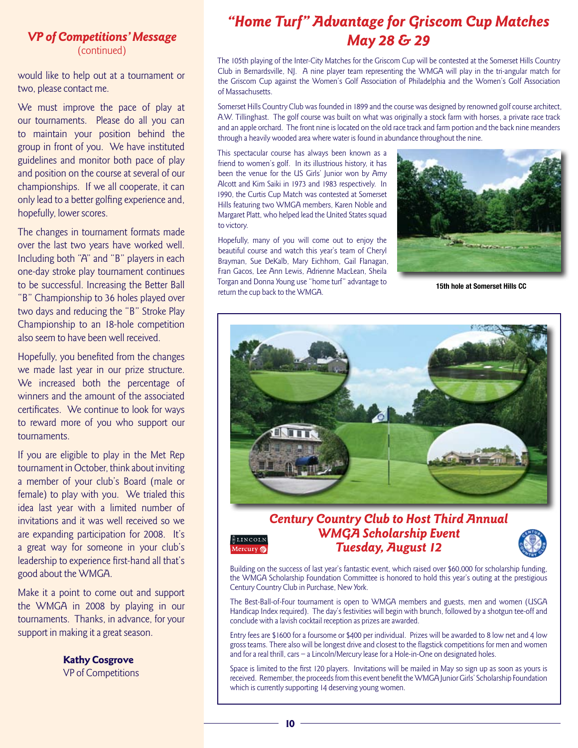## *VP of Competitions' Message*
(continued)

would like to help out at a tournament or two, please contact me.

We must improve the pace of play at our tournaments. Please do all you can to maintain your position behind the group in front of you. We have instituted guidelines and monitor both pace of play and position on the course at several of our championships. If we all cooperate, it can only lead to a better golfing experience and, hopefully, lower scores.

The changes in tournament formats made over the last two years have worked well. Including both "A" and "B" players in each one-day stroke play tournament continues to be successful. Increasing the Better Ball "B" Championship to 36 holes played over two days and reducing the "B" Stroke Play Championship to an 18-hole competition also seem to have been well received.

Hopefully, you benefited from the changes we made last year in our prize structure. We increased both the percentage of winners and the amount of the associated certificates. We continue to look for ways to reward more of you who support our tournaments.

If you are eligible to play in the Met Rep tournament in October, think about inviting a member of your club's Board (male or female) to play with you. We trialed this idea last year with a limited number of invitations and it was well received so we are expanding participation for 2008. It's a great way for someone in your club's leadership to experience first-hand all that's good about the WMGA.

Make it a point to come out and support the WMGA in 2008 by playing in our tournaments. Thanks, in advance, for your support in making it a great season.

**Kathy Cosgrove**
VP of Competitions

# *"Home Turf" Advantage for Griscom Cup Matches May 28 & 29*

The 105th playing of the Inter-City Matches for the Griscom Cup will be contested at the Somerset Hills Country Club in Bernardsville, NJ. A nine player team representing the WMGA will play in the tri-angular match for the Griscom Cup against the Women's Golf Association of Philadelphia and the Women's Golf Association of Massachusetts.

Somerset Hills Country Club was founded in 1899 and the course was designed by renowned golf course architect, A.W. Tillinghast. The golf course was built on what was originally a stock farm with horses, a private race track and an apple orchard. The front nine is located on the old race track and farm portion and the back nine meanders through a heavily wooded area where water is found in abundance throughout the nine.

This spectacular course has always been known as a friend to women's golf. In its illustrious history, it has been the venue for the US Girls' Junior won by Amy Alcott and Kim Saiki in 1973 and 1983 respectively. In 1990, the Curtis Cup Match was contested at Somerset Hills featuring two WMGA members, Karen Noble and Margaret Platt, who helped lead the United States squad to victory.

Hopefully, many of you will come out to enjoy the beautiful course and watch this year's team of Cheryl Brayman, Sue DeKalb, Mary Eichhorn, Gail Flanagan, Fran Gacos, Lee Ann Lewis, Adrienne MacLean, Sheila Torgan and Donna Young use "home turf" advantage to return the cup back to the WMGA.

**15th hole at Somerset Hills CC**

## *Century Country Club to Host Third Annual WMGA Scholarship Event Tuesday, August 12*

Building on the success of last year's fantastic event, which raised over $60,000 for scholarship funding, the WMGA Scholarship Foundation Committee is honored to hold this year's outing at the prestigious Century Country Club in Purchase, New York.

The Best-Ball-of-Four tournament is open to WMGA members and guests, men and women (USGA Handicap Index required). The day's festivities will begin with brunch, followed by a shotgun tee-off and conclude with a lavish cocktail reception as prizes are awarded.

Entry fees are $1600 for a foursome or $400 per individual. Prizes will be awarded to 8 low net and 4 low gross teams. There also will be longest drive and closest to the flagstick competitions for men and women and for a real thrill, cars – a Lincoln/Mercury lease for a Hole-in-One on designated holes.

Space is limited to the first 120 players. Invitations will be mailed in May so sign up as soon as yours is received. Remember, the proceeds from this event benefit the WMGA Junior Girls' Scholarship Foundation which is currently supporting 14 deserving young women.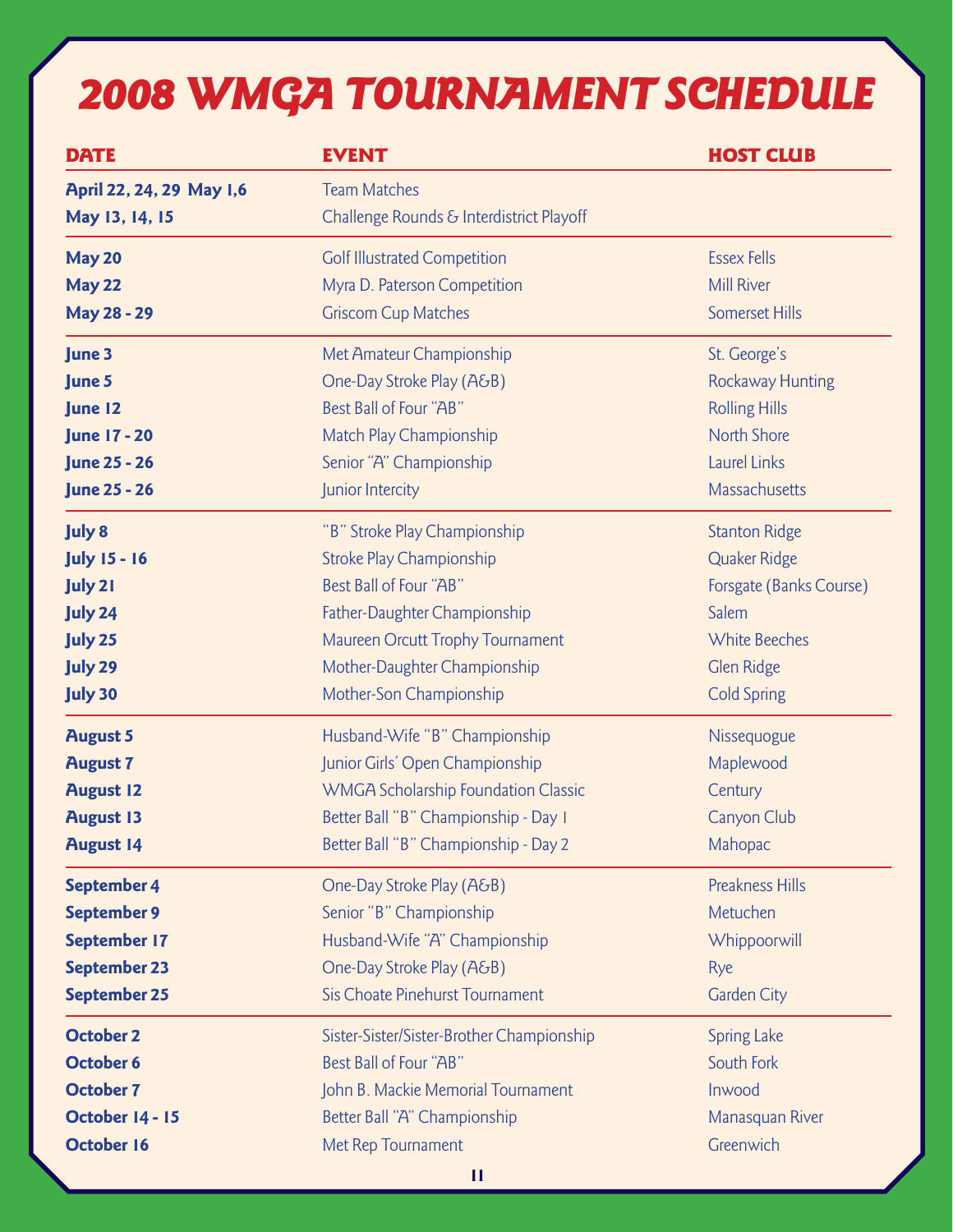# 2008 WMGA TOURNAMENT SCHEDULE

| DATE | EVENT | HOST CLUB |
|---|---|---|
| April 22, 24, 29 May 1,6 | Team Matches | |
| May 13, 14, 15 | Challenge Rounds & Interdistrict Playoff | |
| May 20 | Golf Illustrated Competition | Essex Fells |
| May 22 | Myra D. Paterson Competition | Mill River |
| May 28 - 29 | Griscom Cup Matches | Somerset Hills |
| June 3 | Met Amateur Championship | St. George's |
| June 5 | One-Day Stroke Play (A&B) | Rockaway Hunting |
| June 12 | Best Ball of Four "AB" | Rolling Hills |
| June 17 - 20 | Match Play Championship | North Shore |
| June 25 - 26 | Senior "A" Championship | Laurel Links |
| June 25 - 26 | Junior Intercity | Massachusetts |
| July 8 | "B" Stroke Play Championship | Stanton Ridge |
| July 15 - 16 | Stroke Play Championship | Quaker Ridge |
| July 21 | Best Ball of Four "AB" | Forsgate (Banks Course) |
| July 24 | Father-Daughter Championship | Salem |
| July 25 | Maureen Orcutt Trophy Tournament | White Beeches |
| July 29 | Mother-Daughter Championship | Glen Ridge |
| July 30 | Mother-Son Championship | Cold Spring |
| August 5 | Husband-Wife "B" Championship | Nissequogue |
| August 7 | Junior Girls' Open Championship | Maplewood |
| August 12 | WMGA Scholarship Foundation Classic | Century |
| August 13 | Better Ball "B" Championship - Day 1 | Canyon Club |
| August 14 | Better Ball "B" Championship - Day 2 | Mahopac |
| September 4 | One-Day Stroke Play (A&B) | Preakness Hills |
| September 9 | Senior "B" Championship | Metuchen |
| September 17 | Husband-Wife "A" Championship | Whippoorwill |
| September 23 | One-Day Stroke Play (A&B) | Rye |
| September 25 | Sis Choate Pinehurst Tournament | Garden City |
| October 2 | Sister-Sister/Sister-Brother Championship | Spring Lake |
| October 6 | Best Ball of Four "AB" | South Fork |
| October 7 | John B. Mackie Memorial Tournament | Inwood |
| October 14 - 15 | Better Ball "A" Championship | Manasquan River |
| October 16 | Met Rep Tournament | Greenwich |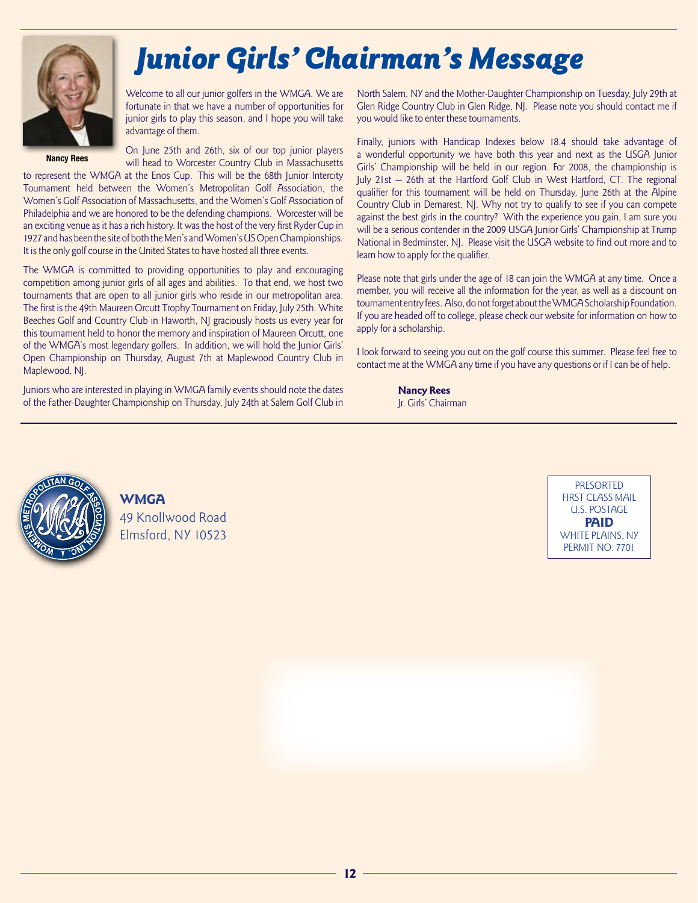# Junior Girls' Chairman's Message

Nancy Rees

Welcome to all our junior golfers in the WMGA. We are fortunate in that we have a number of opportunities for junior girls to play this season, and I hope you will take advantage of them.

On June 25th and 26th, six of our top junior players will head to Worcester Country Club in Massachusetts to represent the WMGA at the Enos Cup. This will be the 68th Junior Intercity Tournament held between the Women's Metropolitan Golf Association, the Women's Golf Association of Massachusetts, and the Women's Golf Association of Philadelphia and we are honored to be the defending champions. Worcester will be an exciting venue as it has a rich history. It was the host of the very first Ryder Cup in 1927 and has been the site of both the Men's and Women's US Open Championships. It is the only golf course in the United States to have hosted all three events.

The WMGA is committed to providing opportunities to play and encouraging competition among junior girls of all ages and abilities. To that end, we host two tournaments that are open to all junior girls who reside in our metropolitan area. The first is the 49th Maureen Orcutt Trophy Tournament on Friday, July 25th. White Beeches Golf and Country Club in Haworth, NJ graciously hosts us every year for this tournament held to honor the memory and inspiration of Maureen Orcutt, one of the WMGA's most legendary golfers. In addition, we will hold the Junior Girls' Open Championship on Thursday, August 7th at Maplewood Country Club in Maplewood, NJ.

Juniors who are interested in playing in WMGA family events should note the dates of the Father-Daughter Championship on Thursday, July 24th at Salem Golf Club in North Salem, NY and the Mother-Daughter Championship on Tuesday, July 29th at Glen Ridge Country Club in Glen Ridge, NJ. Please note you should contact me if you would like to enter these tournaments.

Finally, juniors with Handicap Indexes below 18.4 should take advantage of a wonderful opportunity we have both this year and next as the USGA Junior Girls' Championship will be held in our region. For 2008, the championship is July 21st – 26th at the Hartford Golf Club in West Hartford, CT. The regional qualifier for this tournament will be held on Thursday, June 26th at the Alpine Country Club in Demarest, NJ. Why not try to qualify to see if you can compete against the best girls in the country? With the experience you gain, I am sure you will be a serious contender in the 2009 USGA Junior Girls' Championship at Trump National in Bedminster, NJ. Please visit the USGA website to find out more and to learn how to apply for the qualifier.

Please note that girls under the age of 18 can join the WMGA at any time. Once a member, you will receive all the information for the year, as well as a discount on tournament entry fees. Also, do not forget about the WMGA Scholarship Foundation. If you are headed off to college, please check our website for information on how to apply for a scholarship.

I look forward to seeing you out on the golf course this summer. Please feel free to contact me at the WMGA any time if you have any questions or if I can be of help.

**Nancy Rees**
Jr. Girls' Chairman

**WMGA**
49 Knollwood Road
Elmsford, NY 10523

PRESORTED
FIRST CLASS MAIL
U.S. POSTAGE
**PAID**
WHITE PLAINS, NY
PERMIT NO. 7701